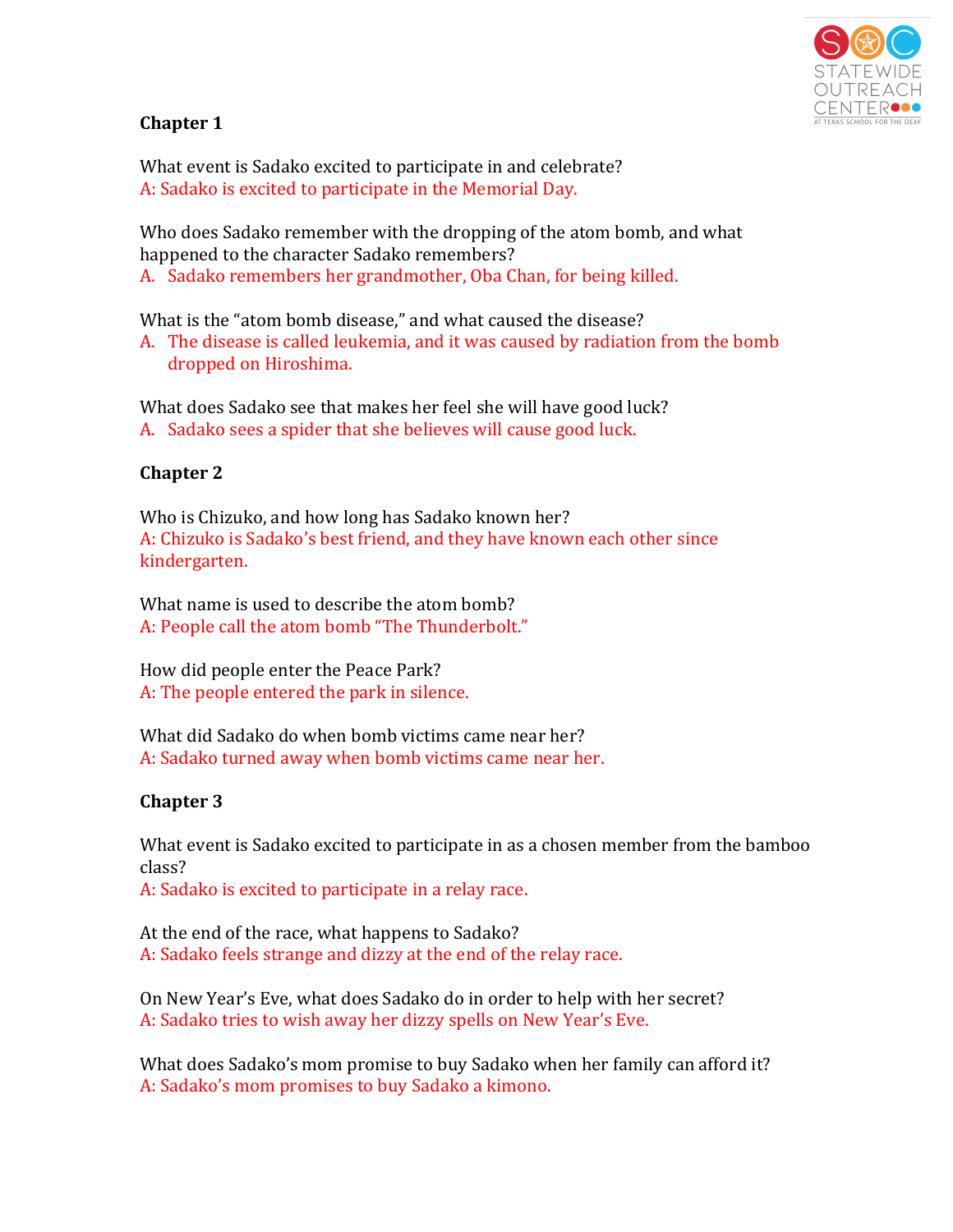## Chapter 1

What event is Sadako excited to participate in and celebrate?
A: Sadako is excited to participate in the Memorial Day.

Who does Sadako remember with the dropping of the atom bomb, and what happened to the character Sadako remembers?
A. Sadako remembers her grandmother, Oba Chan, for being killed.

What is the "atom bomb disease," and what caused the disease?
A. The disease is called leukemia, and it was caused by radiation from the bomb dropped on Hiroshima.

What does Sadako see that makes her feel she will have good luck?
A. Sadako sees a spider that she believes will cause good luck.

## Chapter 2

Who is Chizuko, and how long has Sadako known her?
A: Chizuko is Sadako's best friend, and they have known each other since kindergarten.

What name is used to describe the atom bomb?
A: People call the atom bomb "The Thunderbolt."

How did people enter the Peace Park?
A: The people entered the park in silence.

What did Sadako do when bomb victims came near her?
A: Sadako turned away when bomb victims came near her.

## Chapter 3

What event is Sadako excited to participate in as a chosen member from the bamboo class?
A: Sadako is excited to participate in a relay race.

At the end of the race, what happens to Sadako?
A: Sadako feels strange and dizzy at the end of the relay race.

On New Year's Eve, what does Sadako do in order to help with her secret?
A: Sadako tries to wish away her dizzy spells on New Year's Eve.

What does Sadako's mom promise to buy Sadako when her family can afford it?
A: Sadako's mom promises to buy Sadako a kimono.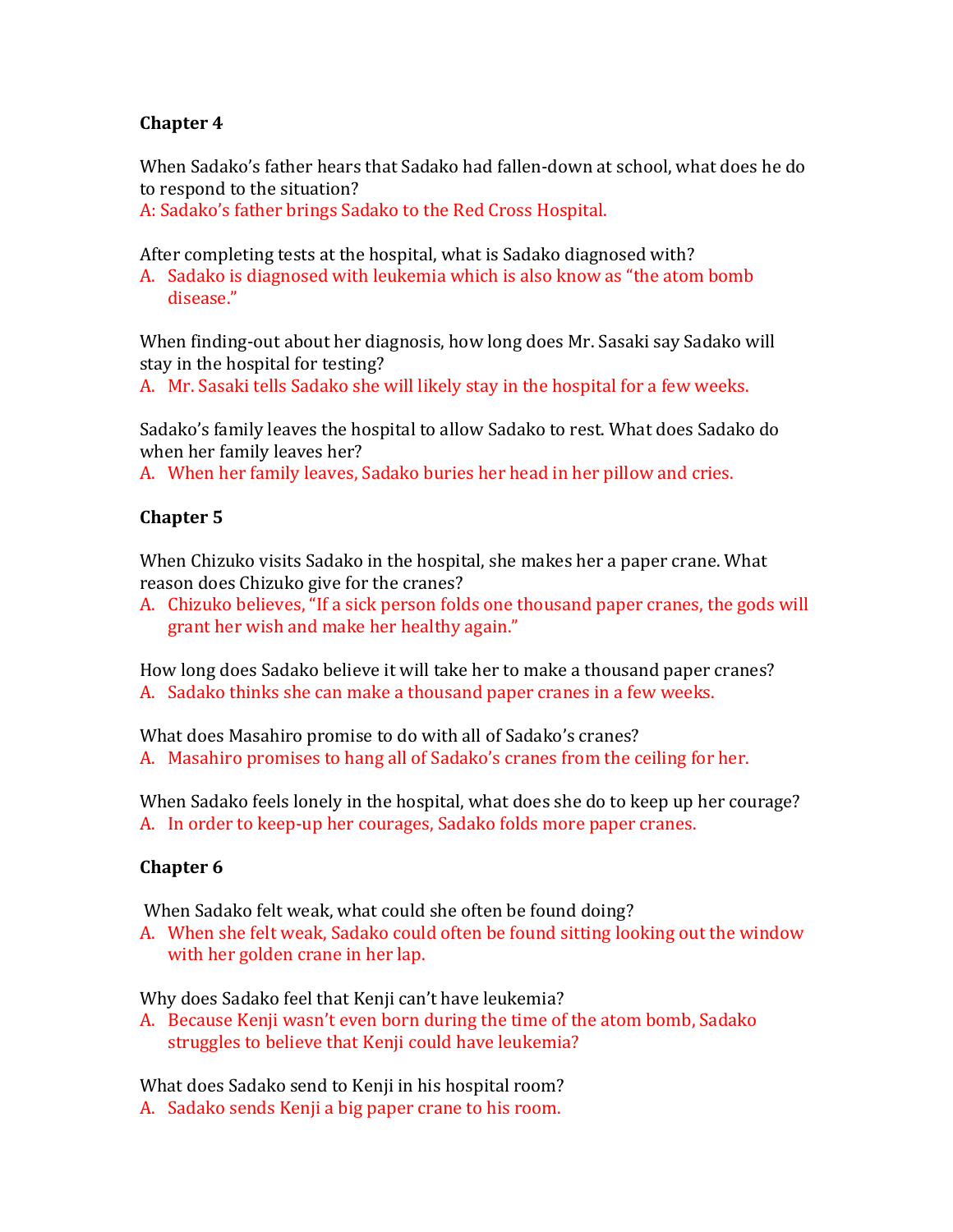**Chapter 4**

When Sadako's father hears that Sadako had fallen-down at school, what does he do to respond to the situation?

A: Sadako's father brings Sadako to the Red Cross Hospital.

After completing tests at the hospital, what is Sadako diagnosed with?

A. Sadako is diagnosed with leukemia which is also know as "the atom bomb disease."

When finding-out about her diagnosis, how long does Mr. Sasaki say Sadako will stay in the hospital for testing?

A. Mr. Sasaki tells Sadako she will likely stay in the hospital for a few weeks.

Sadako's family leaves the hospital to allow Sadako to rest. What does Sadako do when her family leaves her?

A. When her family leaves, Sadako buries her head in her pillow and cries.

**Chapter 5**

When Chizuko visits Sadako in the hospital, she makes her a paper crane. What reason does Chizuko give for the cranes?

A. Chizuko believes, "If a sick person folds one thousand paper cranes, the gods will grant her wish and make her healthy again."

How long does Sadako believe it will take her to make a thousand paper cranes?

A. Sadako thinks she can make a thousand paper cranes in a few weeks.

What does Masahiro promise to do with all of Sadako's cranes?

A. Masahiro promises to hang all of Sadako's cranes from the ceiling for her.

When Sadako feels lonely in the hospital, what does she do to keep up her courage?

A. In order to keep-up her courages, Sadako folds more paper cranes.

**Chapter 6**

When Sadako felt weak, what could she often be found doing?

A. When she felt weak, Sadako could often be found sitting looking out the window with her golden crane in her lap.

Why does Sadako feel that Kenji can't have leukemia?

A. Because Kenji wasn't even born during the time of the atom bomb, Sadako struggles to believe that Kenji could have leukemia?

What does Sadako send to Kenji in his hospital room?

A. Sadako sends Kenji a big paper crane to his room.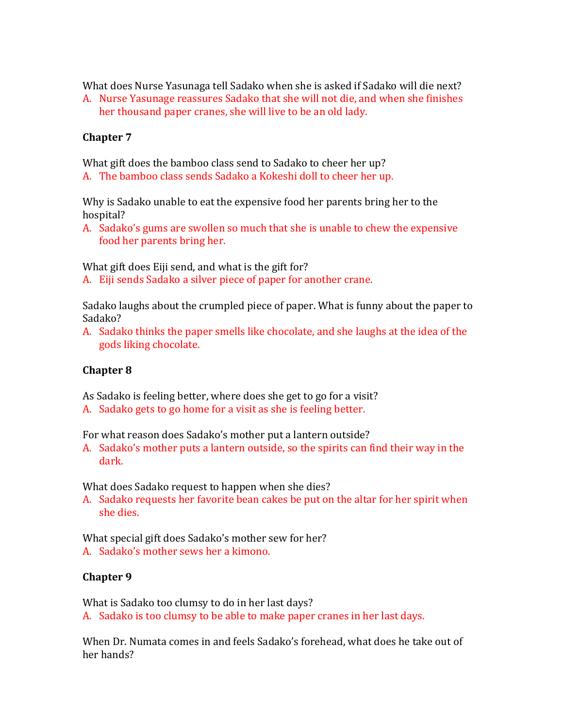What does Nurse Yasunaga tell Sadako when she is asked if Sadako will die next?

A. Nurse Yasunage reassures Sadako that she will not die, and when she finishes her thousand paper cranes, she will live to be an old lady.

**Chapter 7**

What gift does the bamboo class send to Sadako to cheer her up?

A. The bamboo class sends Sadako a Kokeshi doll to cheer her up.

Why is Sadako unable to eat the expensive food her parents bring her to the hospital?

A. Sadako's gums are swollen so much that she is unable to chew the expensive food her parents bring her.

What gift does Eiji send, and what is the gift for?

A. Eiji sends Sadako a silver piece of paper for another crane.

Sadako laughs about the crumpled piece of paper. What is funny about the paper to Sadako?

A. Sadako thinks the paper smells like chocolate, and she laughs at the idea of the gods liking chocolate.

**Chapter 8**

As Sadako is feeling better, where does she get to go for a visit?

A. Sadako gets to go home for a visit as she is feeling better.

For what reason does Sadako's mother put a lantern outside?

A. Sadako's mother puts a lantern outside, so the spirits can find their way in the dark.

What does Sadako request to happen when she dies?

A. Sadako requests her favorite bean cakes be put on the altar for her spirit when she dies.

What special gift does Sadako's mother sew for her?

A. Sadako's mother sews her a kimono.

**Chapter 9**

What is Sadako too clumsy to do in her last days?

A. Sadako is too clumsy to be able to make paper cranes in her last days.

When Dr. Numata comes in and feels Sadako's forehead, what does he take out of her hands?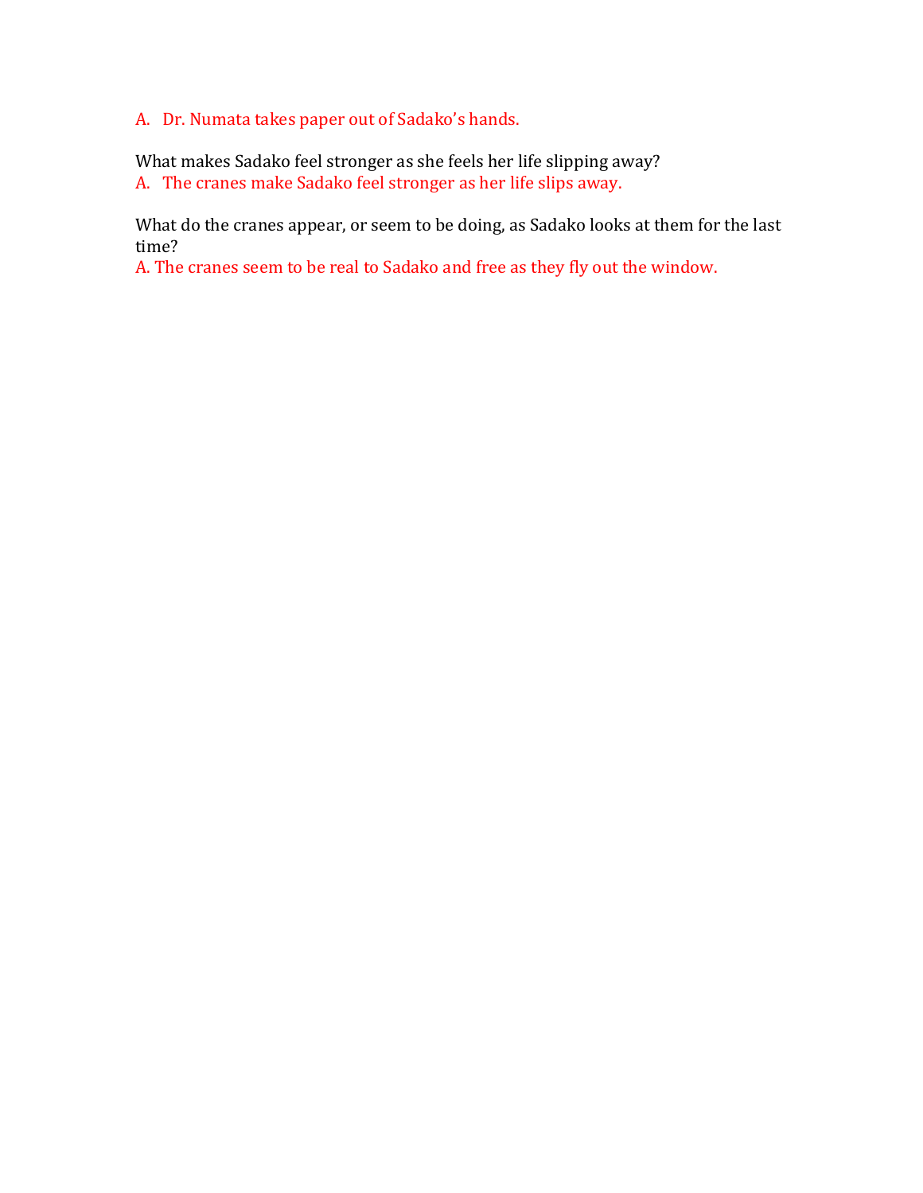A. Dr. Numata takes paper out of Sadako's hands.

What makes Sadako feel stronger as she feels her life slipping away?

A. The cranes make Sadako feel stronger as her life slips away.

What do the cranes appear, or seem to be doing, as Sadako looks at them for the last time?

A. The cranes seem to be real to Sadako and free as they fly out the window.